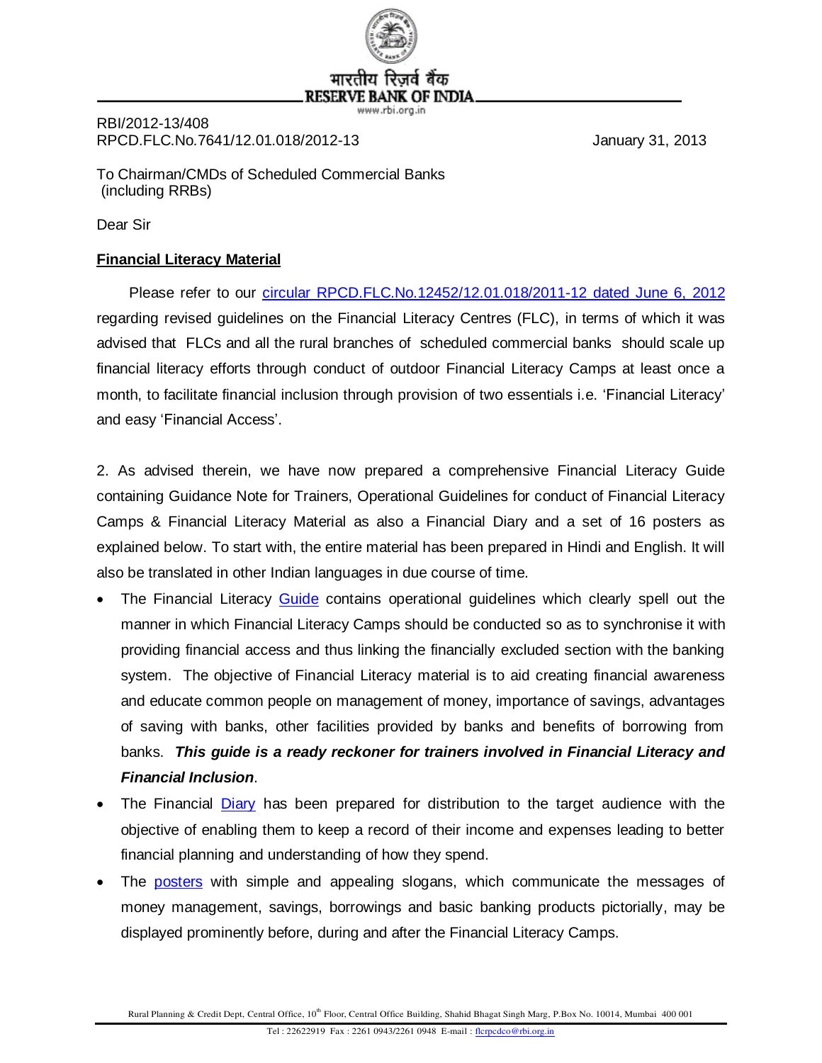भारतीय रिज़र्व बैंक
RESERVE BANK OF INDIA
www.rbi.org.in

RBI/2012-13/408
RPCD.FLC.No.7641/12.01.018/2012-13 January 31, 2013

To Chairman/CMDs of Scheduled Commercial Banks
(including RRBs)

Dear Sir

**Financial Literacy Material**

Please refer to our circular RPCD.FLC.No.12452/12.01.018/2011-12 dated June 6, 2012 regarding revised guidelines on the Financial Literacy Centres (FLC), in terms of which it was advised that FLCs and all the rural branches of scheduled commercial banks should scale up financial literacy efforts through conduct of outdoor Financial Literacy Camps at least once a month, to facilitate financial inclusion through provision of two essentials i.e. 'Financial Literacy' and easy 'Financial Access'.

2. As advised therein, we have now prepared a comprehensive Financial Literacy Guide containing Guidance Note for Trainers, Operational Guidelines for conduct of Financial Literacy Camps & Financial Literacy Material as also a Financial Diary and a set of 16 posters as explained below. To start with, the entire material has been prepared in Hindi and English. It will also be translated in other Indian languages in due course of time.

- The Financial Literacy Guide contains operational guidelines which clearly spell out the manner in which Financial Literacy Camps should be conducted so as to synchronise it with providing financial access and thus linking the financially excluded section with the banking system. The objective of Financial Literacy material is to aid creating financial awareness and educate common people on management of money, importance of savings, advantages of saving with banks, other facilities provided by banks and benefits of borrowing from banks. ***This guide is a ready reckoner for trainers involved in Financial Literacy and Financial Inclusion***.
- The Financial Diary has been prepared for distribution to the target audience with the objective of enabling them to keep a record of their income and expenses leading to better financial planning and understanding of how they spend.
- The posters with simple and appealing slogans, which communicate the messages of money management, savings, borrowings and basic banking products pictorially, may be displayed prominently before, during and after the Financial Literacy Camps.

Rural Planning & Credit Dept, Central Office, 10th Floor, Central Office Building, Shahid Bhagat Singh Marg, P.Box No. 10014, Mumbai 400 001

Tel : 22622919 Fax : 2261 0943/2261 0948 E-mail : flcrpcdco@rbi.org.in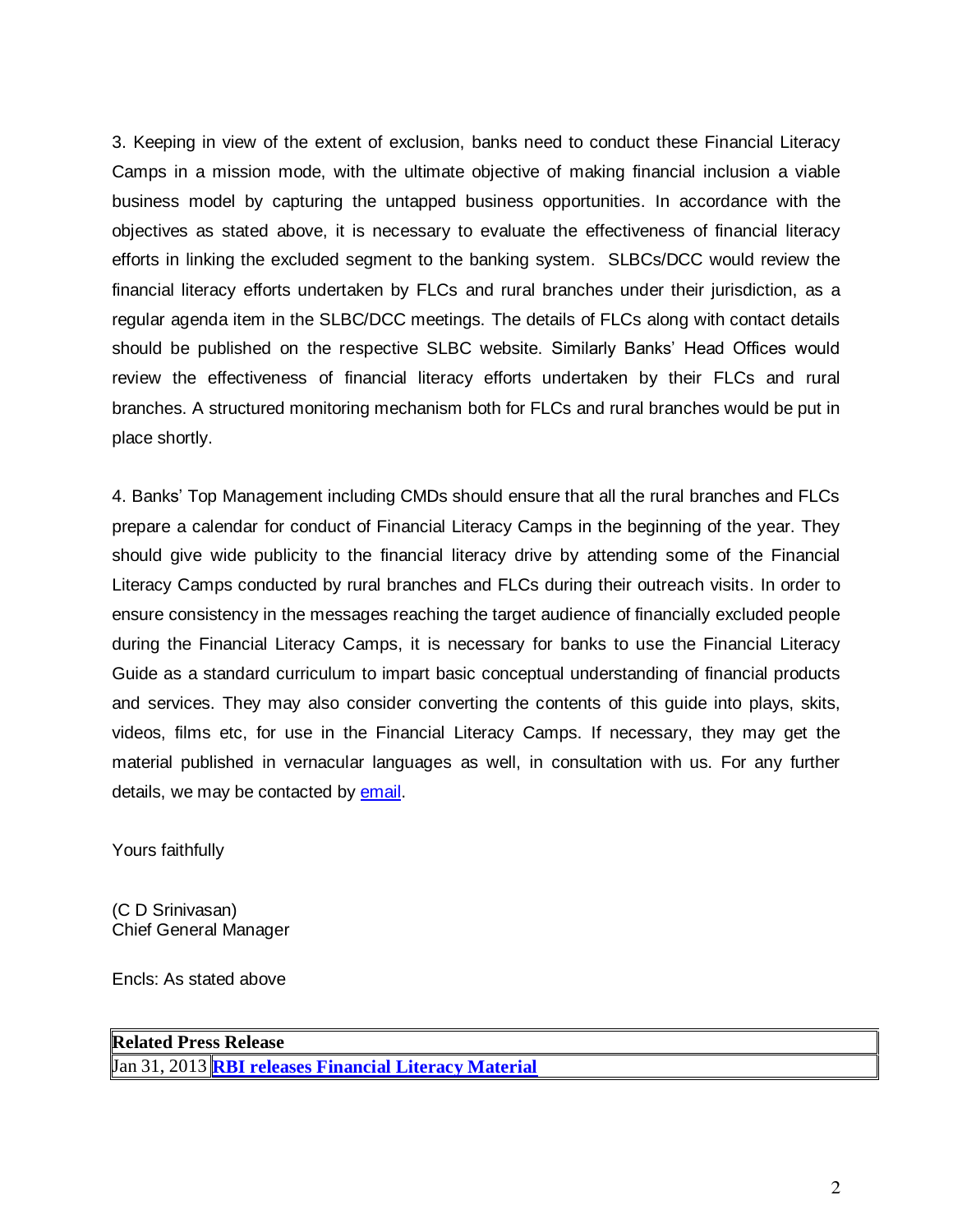3. Keeping in view of the extent of exclusion, banks need to conduct these Financial Literacy Camps in a mission mode, with the ultimate objective of making financial inclusion a viable business model by capturing the untapped business opportunities. In accordance with the objectives as stated above, it is necessary to evaluate the effectiveness of financial literacy efforts in linking the excluded segment to the banking system. SLBCs/DCC would review the financial literacy efforts undertaken by FLCs and rural branches under their jurisdiction, as a regular agenda item in the SLBC/DCC meetings. The details of FLCs along with contact details should be published on the respective SLBC website. Similarly Banks' Head Offices would review the effectiveness of financial literacy efforts undertaken by their FLCs and rural branches. A structured monitoring mechanism both for FLCs and rural branches would be put in place shortly.

4. Banks' Top Management including CMDs should ensure that all the rural branches and FLCs prepare a calendar for conduct of Financial Literacy Camps in the beginning of the year. They should give wide publicity to the financial literacy drive by attending some of the Financial Literacy Camps conducted by rural branches and FLCs during their outreach visits. In order to ensure consistency in the messages reaching the target audience of financially excluded people during the Financial Literacy Camps, it is necessary for banks to use the Financial Literacy Guide as a standard curriculum to impart basic conceptual understanding of financial products and services. They may also consider converting the contents of this guide into plays, skits, videos, films etc, for use in the Financial Literacy Camps. If necessary, they may get the material published in vernacular languages as well, in consultation with us. For any further details, we may be contacted by email.

Yours faithfully

(C D Srinivasan)
Chief General Manager

Encls: As stated above

| **Related Press Release** | |
|---|---|
| Jan 31, 2013 | **RBI releases Financial Literacy Material** |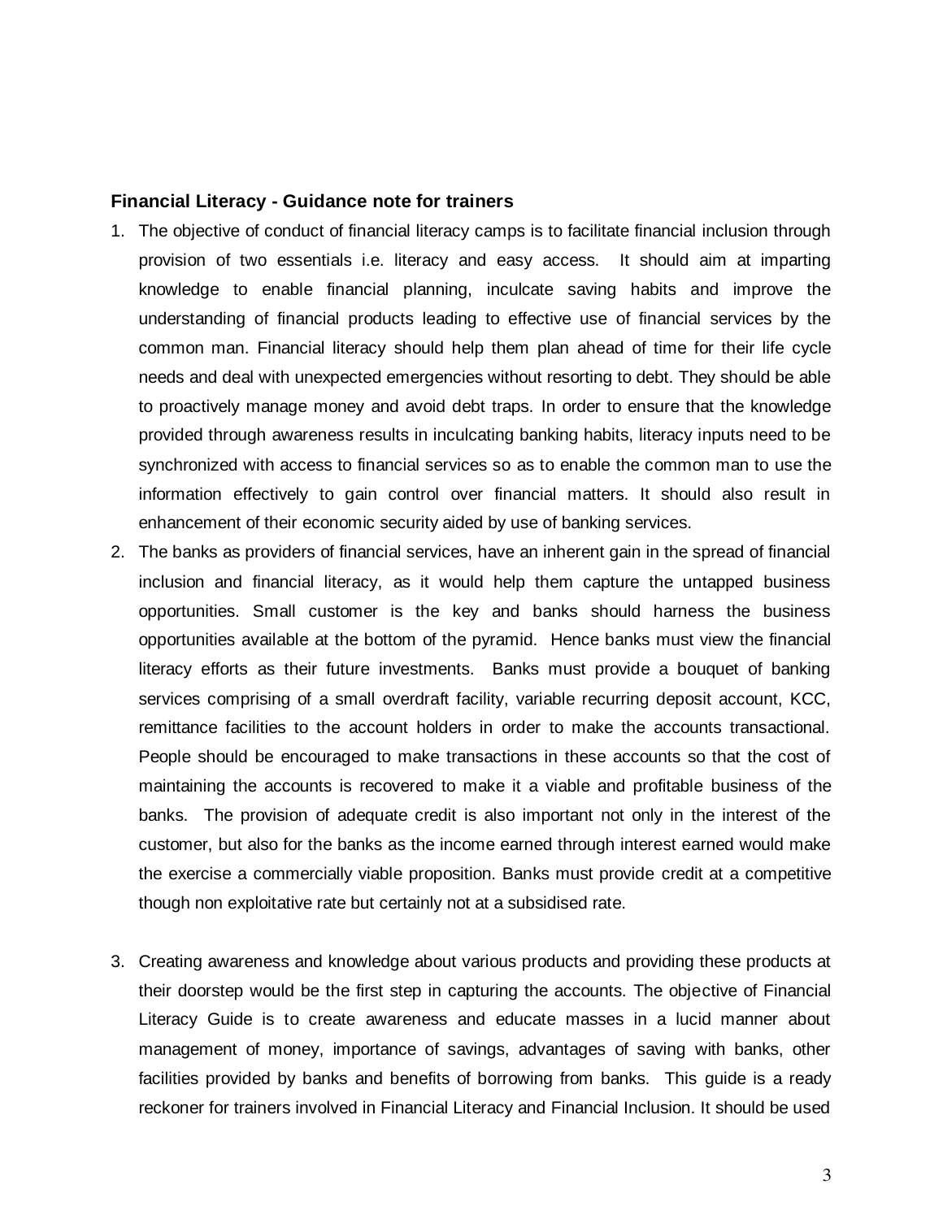**Financial Literacy - Guidance note for trainers**

1. The objective of conduct of financial literacy camps is to facilitate financial inclusion through provision of two essentials i.e. literacy and easy access. It should aim at imparting knowledge to enable financial planning, inculcate saving habits and improve the understanding of financial products leading to effective use of financial services by the common man. Financial literacy should help them plan ahead of time for their life cycle needs and deal with unexpected emergencies without resorting to debt. They should be able to proactively manage money and avoid debt traps. In order to ensure that the knowledge provided through awareness results in inculcating banking habits, literacy inputs need to be synchronized with access to financial services so as to enable the common man to use the information effectively to gain control over financial matters. It should also result in enhancement of their economic security aided by use of banking services.
2. The banks as providers of financial services, have an inherent gain in the spread of financial inclusion and financial literacy, as it would help them capture the untapped business opportunities. Small customer is the key and banks should harness the business opportunities available at the bottom of the pyramid. Hence banks must view the financial literacy efforts as their future investments. Banks must provide a bouquet of banking services comprising of a small overdraft facility, variable recurring deposit account, KCC, remittance facilities to the account holders in order to make the accounts transactional. People should be encouraged to make transactions in these accounts so that the cost of maintaining the accounts is recovered to make it a viable and profitable business of the banks. The provision of adequate credit is also important not only in the interest of the customer, but also for the banks as the income earned through interest earned would make the exercise a commercially viable proposition. Banks must provide credit at a competitive though non exploitative rate but certainly not at a subsidised rate.

3. Creating awareness and knowledge about various products and providing these products at their doorstep would be the first step in capturing the accounts. The objective of Financial Literacy Guide is to create awareness and educate masses in a lucid manner about management of money, importance of savings, advantages of saving with banks, other facilities provided by banks and benefits of borrowing from banks. This guide is a ready reckoner for trainers involved in Financial Literacy and Financial Inclusion. It should be used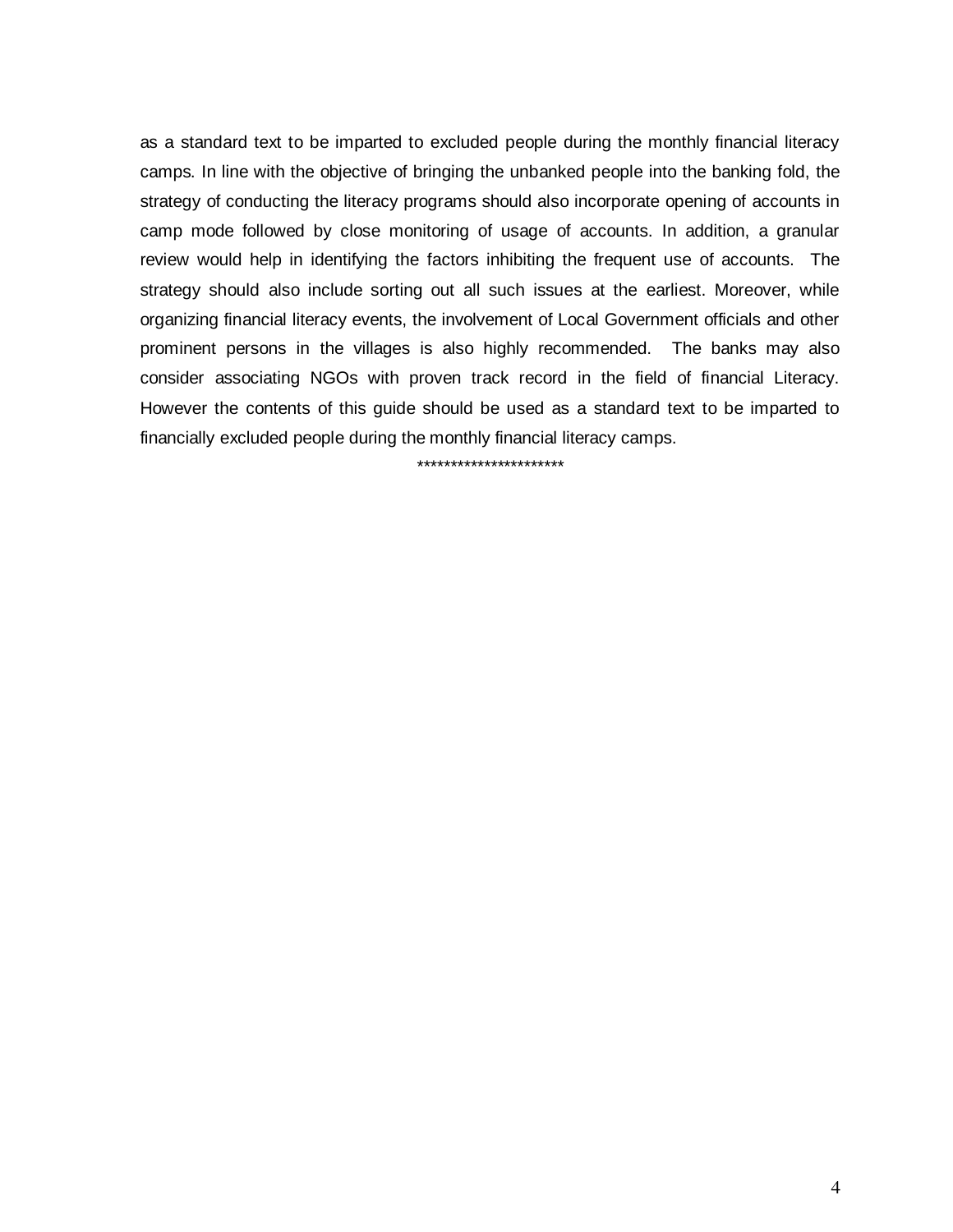as a standard text to be imparted to excluded people during the monthly financial literacy camps. In line with the objective of bringing the unbanked people into the banking fold, the strategy of conducting the literacy programs should also incorporate opening of accounts in camp mode followed by close monitoring of usage of accounts. In addition, a granular review would help in identifying the factors inhibiting the frequent use of accounts. The strategy should also include sorting out all such issues at the earliest. Moreover, while organizing financial literacy events, the involvement of Local Government officials and other prominent persons in the villages is also highly recommended. The banks may also consider associating NGOs with proven track record in the field of financial Literacy. However the contents of this guide should be used as a standard text to be imparted to financially excluded people during the monthly financial literacy camps.

**********************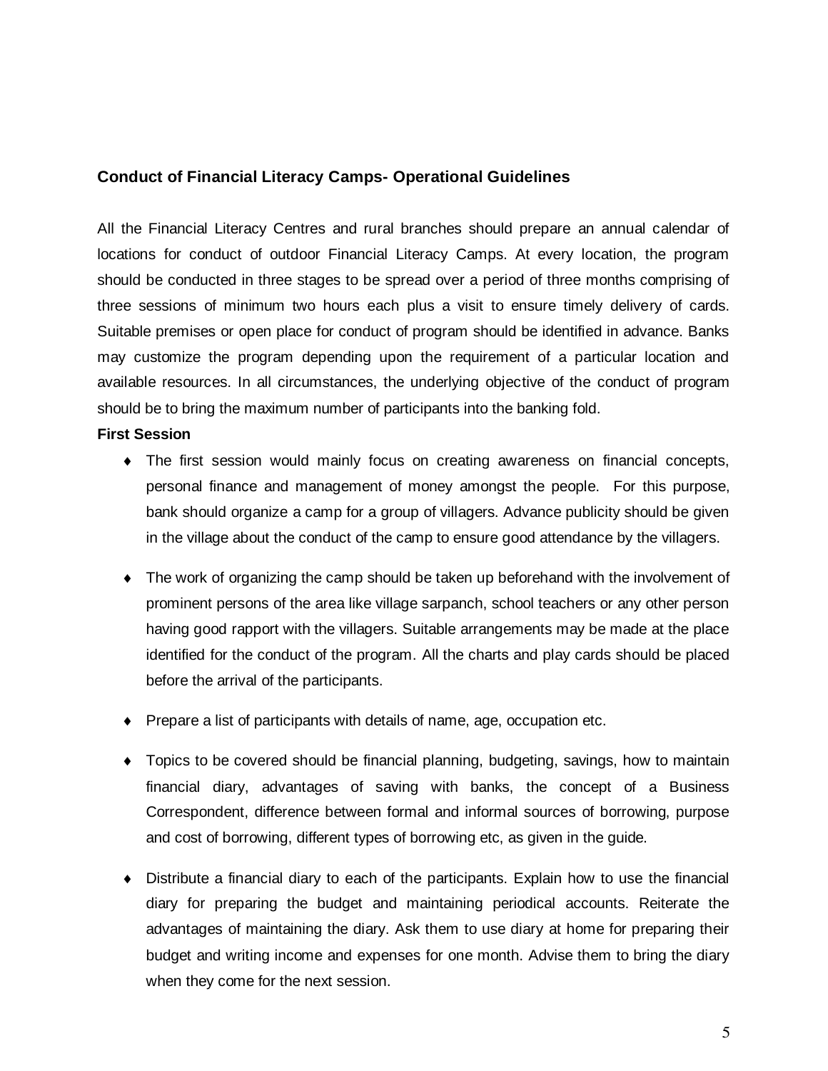## Conduct of Financial Literacy Camps- Operational Guidelines

All the Financial Literacy Centres and rural branches should prepare an annual calendar of locations for conduct of outdoor Financial Literacy Camps. At every location, the program should be conducted in three stages to be spread over a period of three months comprising of three sessions of minimum two hours each plus a visit to ensure timely delivery of cards. Suitable premises or open place for conduct of program should be identified in advance. Banks may customize the program depending upon the requirement of a particular location and available resources. In all circumstances, the underlying objective of the conduct of program should be to bring the maximum number of participants into the banking fold.

**First Session**

- The first session would mainly focus on creating awareness on financial concepts, personal finance and management of money amongst the people. For this purpose, bank should organize a camp for a group of villagers. Advance publicity should be given in the village about the conduct of the camp to ensure good attendance by the villagers.

- The work of organizing the camp should be taken up beforehand with the involvement of prominent persons of the area like village sarpanch, school teachers or any other person having good rapport with the villagers. Suitable arrangements may be made at the place identified for the conduct of the program. All the charts and play cards should be placed before the arrival of the participants.

- Prepare a list of participants with details of name, age, occupation etc.

- Topics to be covered should be financial planning, budgeting, savings, how to maintain financial diary, advantages of saving with banks, the concept of a Business Correspondent, difference between formal and informal sources of borrowing, purpose and cost of borrowing, different types of borrowing etc, as given in the guide.

- Distribute a financial diary to each of the participants. Explain how to use the financial diary for preparing the budget and maintaining periodical accounts. Reiterate the advantages of maintaining the diary. Ask them to use diary at home for preparing their budget and writing income and expenses for one month. Advise them to bring the diary when they come for the next session.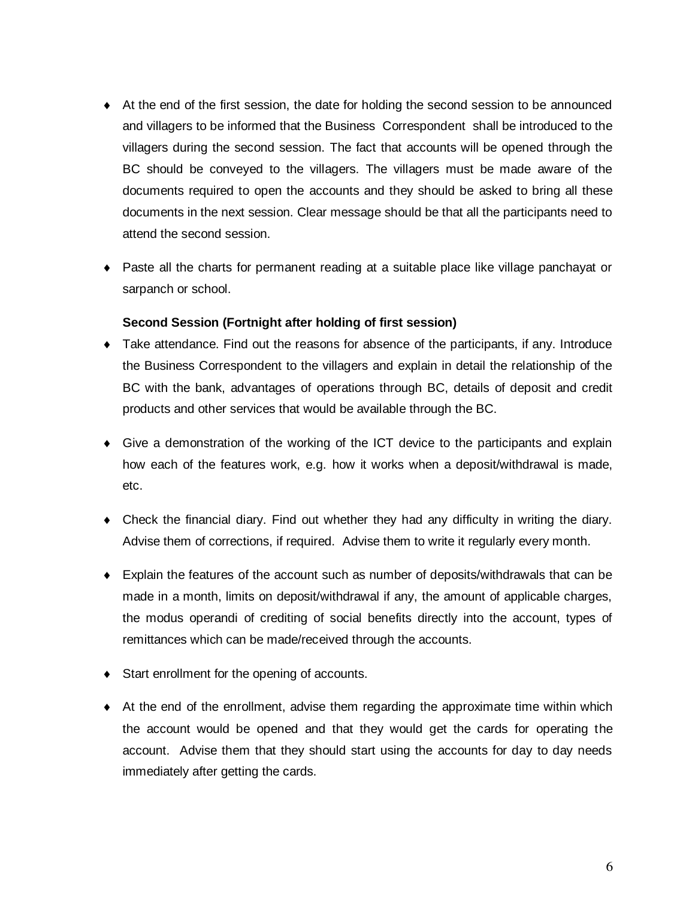- At the end of the first session, the date for holding the second session to be announced and villagers to be informed that the Business Correspondent shall be introduced to the villagers during the second session. The fact that accounts will be opened through the BC should be conveyed to the villagers. The villagers must be made aware of the documents required to open the accounts and they should be asked to bring all these documents in the next session. Clear message should be that all the participants need to attend the second session.

- Paste all the charts for permanent reading at a suitable place like village panchayat or sarpanch or school.

**Second Session (Fortnight after holding of first session)**

- Take attendance. Find out the reasons for absence of the participants, if any. Introduce the Business Correspondent to the villagers and explain in detail the relationship of the BC with the bank, advantages of operations through BC, details of deposit and credit products and other services that would be available through the BC.

- Give a demonstration of the working of the ICT device to the participants and explain how each of the features work, e.g. how it works when a deposit/withdrawal is made, etc.

- Check the financial diary. Find out whether they had any difficulty in writing the diary. Advise them of corrections, if required. Advise them to write it regularly every month.

- Explain the features of the account such as number of deposits/withdrawals that can be made in a month, limits on deposit/withdrawal if any, the amount of applicable charges, the modus operandi of crediting of social benefits directly into the account, types of remittances which can be made/received through the accounts.

- Start enrollment for the opening of accounts.

- At the end of the enrollment, advise them regarding the approximate time within which the account would be opened and that they would get the cards for operating the account. Advise them that they should start using the accounts for day to day needs immediately after getting the cards.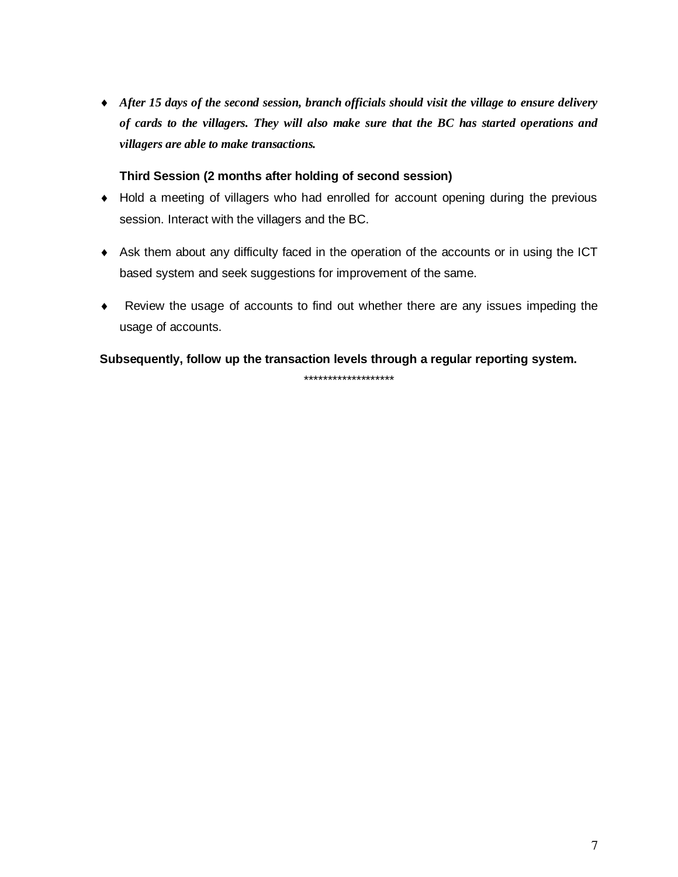- ***After 15 days of the second session, branch officials should visit the village to ensure delivery of cards to the villagers. They will also make sure that the BC has started operations and villagers are able to make transactions.***

**Third Session (2 months after holding of second session)**

- Hold a meeting of villagers who had enrolled for account opening during the previous session. Interact with the villagers and the BC.
- Ask them about any difficulty faced in the operation of the accounts or in using the ICT based system and seek suggestions for improvement of the same.
- Review the usage of accounts to find out whether there are any issues impeding the usage of accounts.

**Subsequently, follow up the transaction levels through a regular reporting system.**

*******************